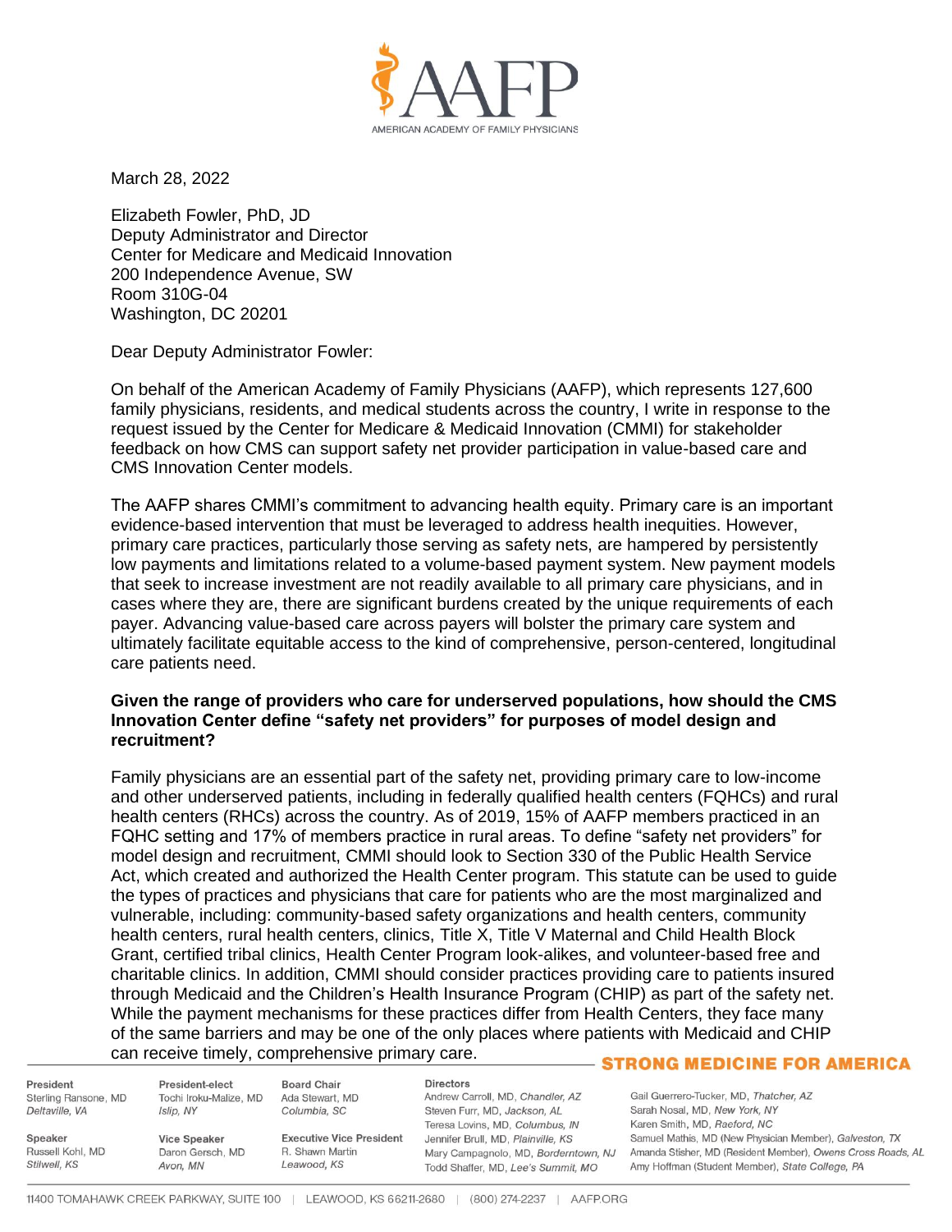March 28, 2022

Elizabeth Fowler, PhD, JD
Deputy Administrator and Director
Center for Medicare and Medicaid Innovation
200 Independence Avenue, SW
Room 310G-04
Washington, DC 20201

Dear Deputy Administrator Fowler:

On behalf of the American Academy of Family Physicians (AAFP), which represents 127,600 family physicians, residents, and medical students across the country, I write in response to the request issued by the Center for Medicare & Medicaid Innovation (CMMI) for stakeholder feedback on how CMS can support safety net provider participation in value-based care and CMS Innovation Center models.

The AAFP shares CMMI's commitment to advancing health equity. Primary care is an important evidence-based intervention that must be leveraged to address health inequities. However, primary care practices, particularly those serving as safety nets, are hampered by persistently low payments and limitations related to a volume-based payment system. New payment models that seek to increase investment are not readily available to all primary care physicians, and in cases where they are, there are significant burdens created by the unique requirements of each payer. Advancing value-based care across payers will bolster the primary care system and ultimately facilitate equitable access to the kind of comprehensive, person-centered, longitudinal care patients need.

**Given the range of providers who care for underserved populations, how should the CMS Innovation Center define "safety net providers" for purposes of model design and recruitment?**

Family physicians are an essential part of the safety net, providing primary care to low-income and other underserved patients, including in federally qualified health centers (FQHCs) and rural health centers (RHCs) across the country. As of 2019, 15% of AAFP members practiced in an FQHC setting and 17% of members practice in rural areas. To define "safety net providers" for model design and recruitment, CMMI should look to Section 330 of the Public Health Service Act, which created and authorized the Health Center program. This statute can be used to guide the types of practices and physicians that care for patients who are the most marginalized and vulnerable, including: community-based safety organizations and health centers, community health centers, rural health centers, clinics, Title X, Title V Maternal and Child Health Block Grant, certified tribal clinics, Health Center Program look-alikes, and volunteer-based free and charitable clinics. In addition, CMMI should consider practices providing care to patients insured through Medicaid and the Children's Health Insurance Program (CHIP) as part of the safety net. While the payment mechanisms for these practices differ from Health Centers, they face many of the same barriers and may be one of the only places where patients with Medicaid and CHIP can receive timely, comprehensive primary care.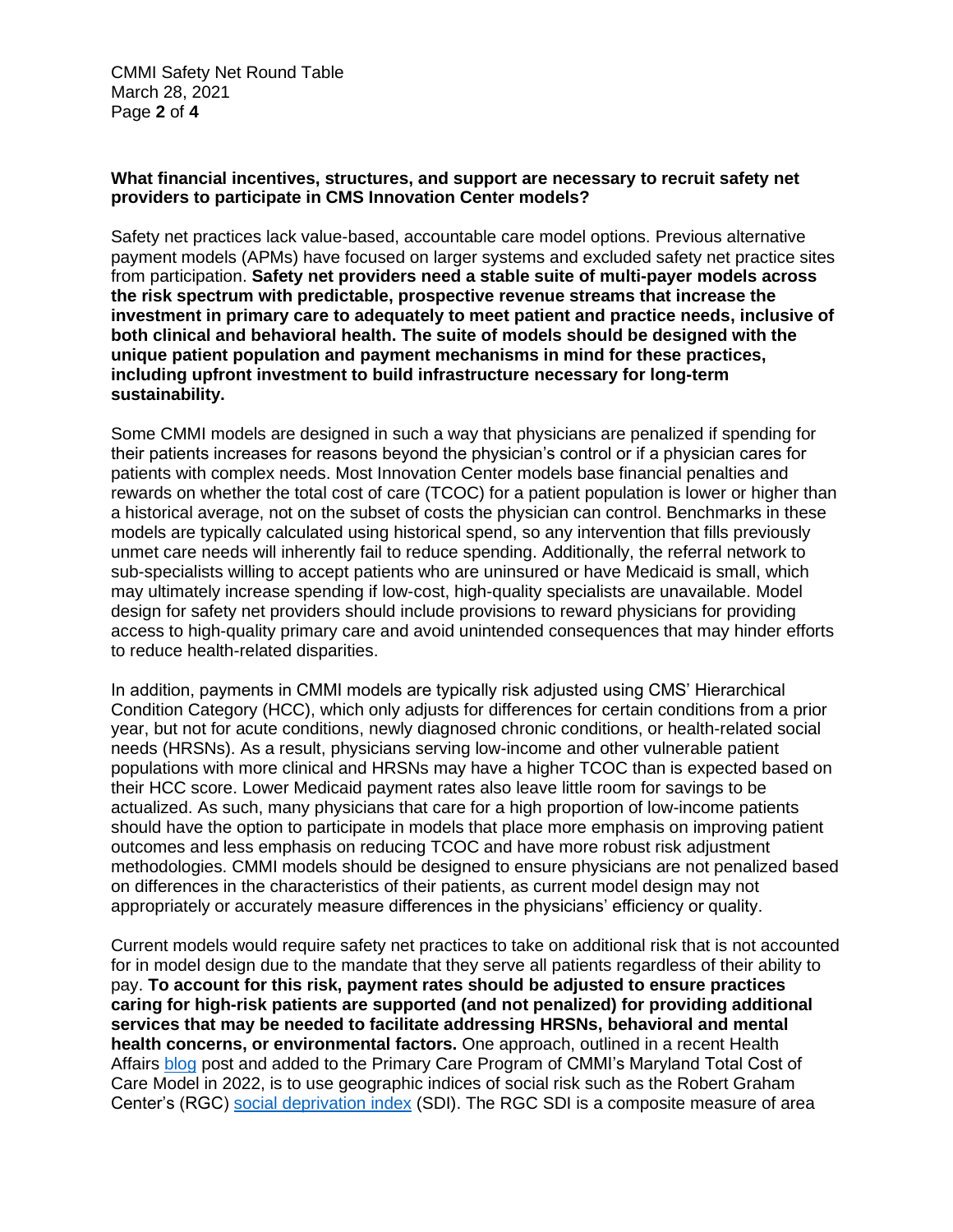**What financial incentives, structures, and support are necessary to recruit safety net providers to participate in CMS Innovation Center models?**

Safety net practices lack value-based, accountable care model options. Previous alternative payment models (APMs) have focused on larger systems and excluded safety net practice sites from participation. **Safety net providers need a stable suite of multi-payer models across the risk spectrum with predictable, prospective revenue streams that increase the investment in primary care to adequately to meet patient and practice needs, inclusive of both clinical and behavioral health. The suite of models should be designed with the unique patient population and payment mechanisms in mind for these practices, including upfront investment to build infrastructure necessary for long-term sustainability.**

Some CMMI models are designed in such a way that physicians are penalized if spending for their patients increases for reasons beyond the physician's control or if a physician cares for patients with complex needs. Most Innovation Center models base financial penalties and rewards on whether the total cost of care (TCOC) for a patient population is lower or higher than a historical average, not on the subset of costs the physician can control. Benchmarks in these models are typically calculated using historical spend, so any intervention that fills previously unmet care needs will inherently fail to reduce spending. Additionally, the referral network to sub-specialists willing to accept patients who are uninsured or have Medicaid is small, which may ultimately increase spending if low-cost, high-quality specialists are unavailable. Model design for safety net providers should include provisions to reward physicians for providing access to high-quality primary care and avoid unintended consequences that may hinder efforts to reduce health-related disparities.

In addition, payments in CMMI models are typically risk adjusted using CMS' Hierarchical Condition Category (HCC), which only adjusts for differences for certain conditions from a prior year, but not for acute conditions, newly diagnosed chronic conditions, or health-related social needs (HRSNs). As a result, physicians serving low-income and other vulnerable patient populations with more clinical and HRSNs may have a higher TCOC than is expected based on their HCC score. Lower Medicaid payment rates also leave little room for savings to be actualized. As such, many physicians that care for a high proportion of low-income patients should have the option to participate in models that place more emphasis on improving patient outcomes and less emphasis on reducing TCOC and have more robust risk adjustment methodologies. CMMI models should be designed to ensure physicians are not penalized based on differences in the characteristics of their patients, as current model design may not appropriately or accurately measure differences in the physicians' efficiency or quality.

Current models would require safety net practices to take on additional risk that is not accounted for in model design due to the mandate that they serve all patients regardless of their ability to pay. **To account for this risk, payment rates should be adjusted to ensure practices caring for high-risk patients are supported (and not penalized) for providing additional services that may be needed to facilitate addressing HRSNs, behavioral and mental health concerns, or environmental factors.** One approach, outlined in a recent Health Affairs blog post and added to the Primary Care Program of CMMI's Maryland Total Cost of Care Model in 2022, is to use geographic indices of social risk such as the Robert Graham Center's (RGC) social deprivation index (SDI). The RGC SDI is a composite measure of area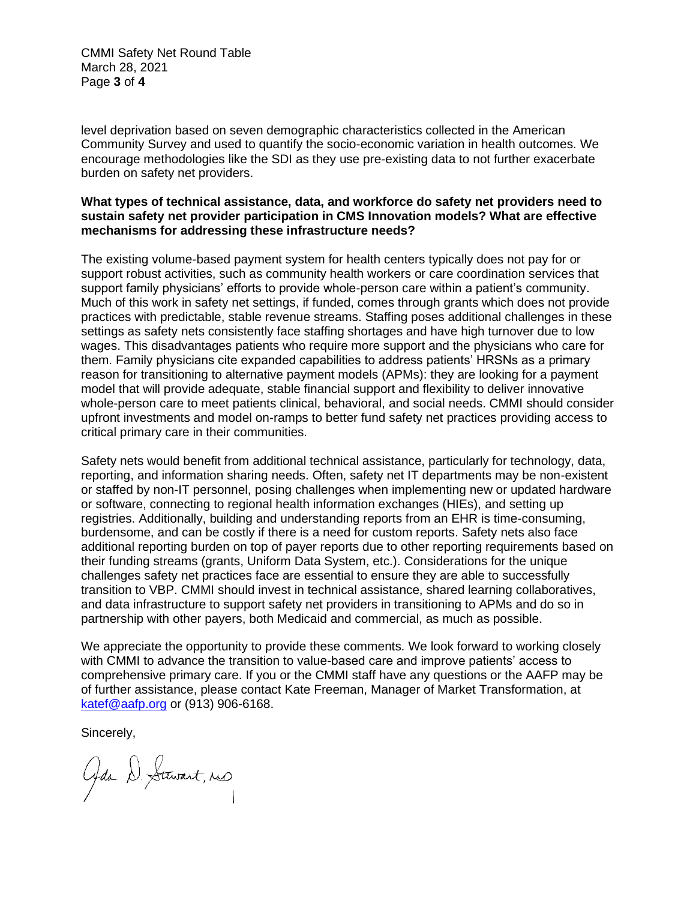level deprivation based on seven demographic characteristics collected in the American Community Survey and used to quantify the socio-economic variation in health outcomes. We encourage methodologies like the SDI as they use pre-existing data to not further exacerbate burden on safety net providers.

**What types of technical assistance, data, and workforce do safety net providers need to sustain safety net provider participation in CMS Innovation models? What are effective mechanisms for addressing these infrastructure needs?**

The existing volume-based payment system for health centers typically does not pay for or support robust activities, such as community health workers or care coordination services that support family physicians' efforts to provide whole-person care within a patient's community. Much of this work in safety net settings, if funded, comes through grants which does not provide practices with predictable, stable revenue streams. Staffing poses additional challenges in these settings as safety nets consistently face staffing shortages and have high turnover due to low wages. This disadvantages patients who require more support and the physicians who care for them. Family physicians cite expanded capabilities to address patients' HRSNs as a primary reason for transitioning to alternative payment models (APMs): they are looking for a payment model that will provide adequate, stable financial support and flexibility to deliver innovative whole-person care to meet patients clinical, behavioral, and social needs. CMMI should consider upfront investments and model on-ramps to better fund safety net practices providing access to critical primary care in their communities.

Safety nets would benefit from additional technical assistance, particularly for technology, data, reporting, and information sharing needs. Often, safety net IT departments may be non-existent or staffed by non-IT personnel, posing challenges when implementing new or updated hardware or software, connecting to regional health information exchanges (HIEs), and setting up registries. Additionally, building and understanding reports from an EHR is time-consuming, burdensome, and can be costly if there is a need for custom reports. Safety nets also face additional reporting burden on top of payer reports due to other reporting requirements based on their funding streams (grants, Uniform Data System, etc.). Considerations for the unique challenges safety net practices face are essential to ensure they are able to successfully transition to VBP. CMMI should invest in technical assistance, shared learning collaboratives, and data infrastructure to support safety net providers in transitioning to APMs and do so in partnership with other payers, both Medicaid and commercial, as much as possible.

We appreciate the opportunity to provide these comments. We look forward to working closely with CMMI to advance the transition to value-based care and improve patients' access to comprehensive primary care. If you or the CMMI staff have any questions or the AAFP may be of further assistance, please contact Kate Freeman, Manager of Market Transformation, at katef@aafp.org or (913) 906-6168.

Sincerely,

Ada D. Stewart, MD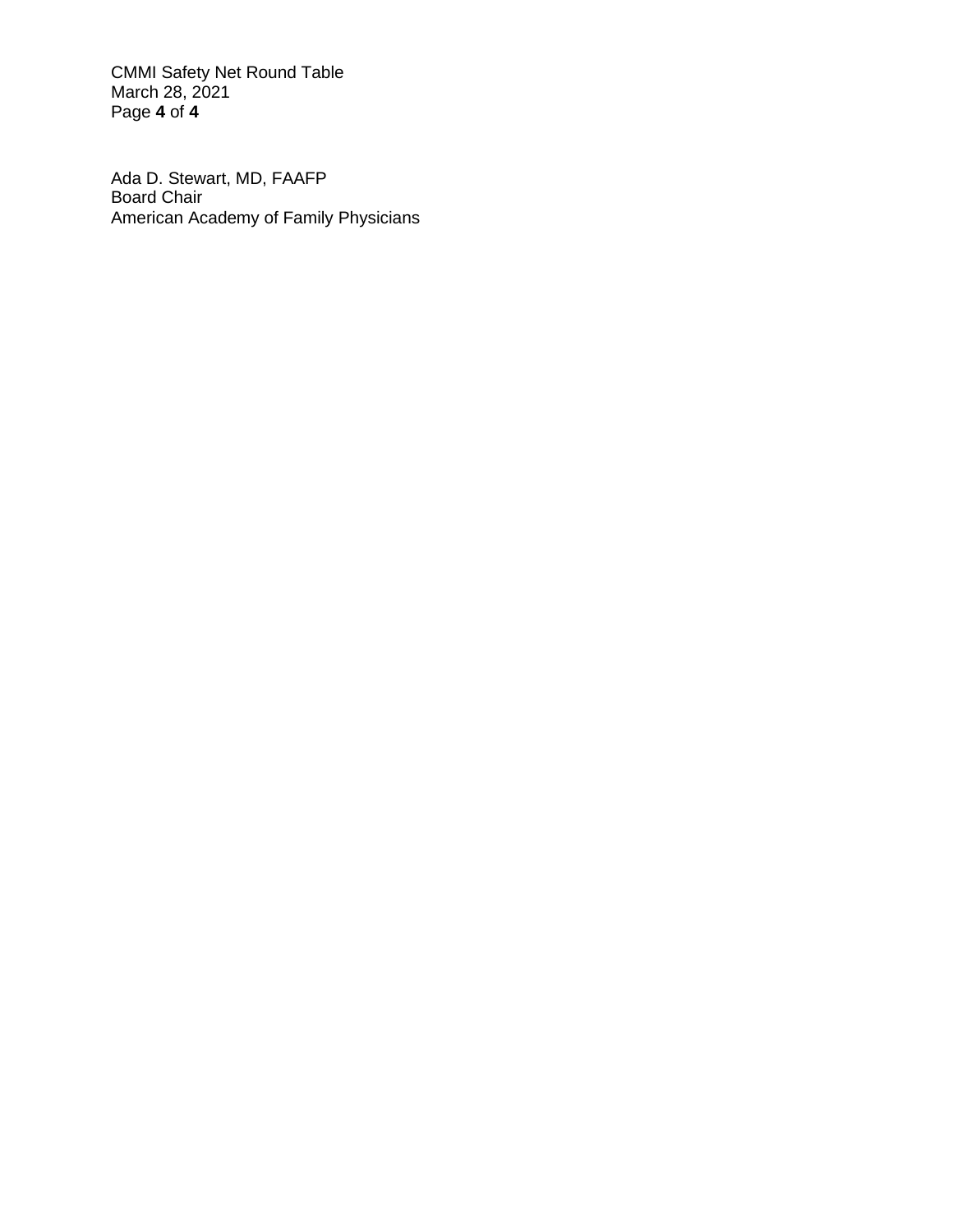Ada D. Stewart, MD, FAAFP
Board Chair
American Academy of Family Physicians